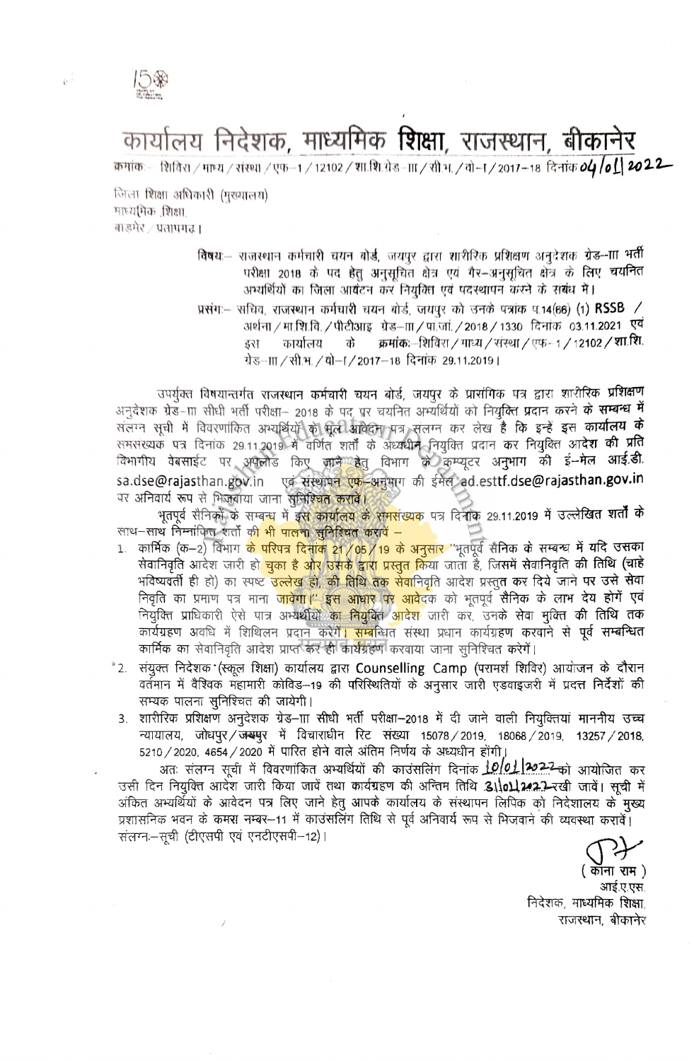# कार्यालय निदेशक, माध्यमिक शिक्षा, राजस्थान, बीकानेर

क्रमांकः– शिविरा / माध्य / संस्था / एफ–1 / 12102 / शा.शि.ग्रेड–III / सी.भ. / वो–I / 2017–18 दिनांक 04/01/2022

जिला शिक्षा अधिकारी (मुख्यालय)
माध्यमिक शिक्षा,
बाड़मेर / प्रतापगढ़।

**विषयः–** राजस्थान कर्मचारी चयन बोर्ड, जयपुर द्वारा शारीरिक प्रशिक्षण अनुदेशक ग्रेड–III भर्ती परीक्षा 2018 के पद हेतु अनुसूचित क्षेत्र एवं गैर–अनुसूचित क्षेत्र के लिए चयनित अभ्यर्थियों का जिला आवंटन कर नियुक्ति एवं पदस्थापन करने के संबंध में।

**प्रसंगः–** सचिव, राजस्थान कर्मचारी चयन बोर्ड, जयपुर को उनके पत्रांक प.14(66) (1) RSSB / अर्थना / मा.शि.वि. / पीटीआइ ग्रेड–III / पा.जां. / 2018 / 1330 दिनांक 03.11.2021 एवं इस कार्यालय के क्रमांकः–शिविरा / माध्य / संस्था / एफ–1 / 12102 / शा.शि. ग्रेड–III / सी.भ. / वो–I / 2017–18 दिनांक 29.11.2019।

उपर्युक्त विषयान्तर्गत राजस्थान कर्मचारी चयन बोर्ड, जयपुर के प्रासंगिक पत्र द्वारा शारीरिक प्रशिक्षण अनुदेशक ग्रेड–III सीधी भर्ती परीक्षा– 2018 के पद पर चयनित अभ्यर्थियों को नियुक्ति प्रदान करने के सम्बन्ध में संलग्न सूची में विवरणांकित अभ्यर्थियों के मूल आवेदन पत्र संलग्न कर लेख है कि इन्हें इस कार्यालय के समसंख्यक पत्र दिनांक 29.11.2019 में वर्णित शर्तों के अध्यधीन नियुक्ति प्रदान कर नियुक्ति आदेश की प्रति विभागीय वेबसाईट पर अपलोड किए जाने हेतु विभाग के कम्प्यूटर अनुभाग की ई–मेल आई.डी. sa.dse@rajasthan.gov.in एवं संस्थापन एफ–अनुभाग की ईमेल ad.esttf.dse@rajasthan.gov.in पर अनिवार्य रूप से भिजवाया जाना सुनिश्चित करावें।

भूतपूर्व सैनिकों के सम्बन्ध में इस कार्यालय के समसंख्यक पत्र दिनांक 29.11.2019 में उल्लेखित शर्तों के साथ–साथ निम्नांकित शर्तों की भी पालना सुनिश्चित करावें –

1. कार्मिक (क–2) विभाग के परिपत्र दिनांक 21/05/19 के अनुसार "भूतपूर्व सैनिक के सम्बन्ध में यदि उसका सेवानिवृति आदेश जारी हो चुका है और उसके द्वारा प्रस्तुत किया जाता है, जिसमें सेवानिवृति की तिथि (चाहे भविष्यवर्ती ही हो) का स्पष्ट उल्लेख हो, की तिथि तक सेवानिवृति आदेश प्रस्तुत कर दिये जाने पर उसे सेवा निवृति का प्रमाण पत्र माना जावेगा।" इस आधार पर आवेदक को भूतपूर्व सैनिक के लाभ देय होगें एवं नियुक्ति प्राधिकारी ऐसे पात्र अभ्यर्थियों का नियुक्ति आदेश जारी कर, उनके सेवा मुक्ति की तिथि तक कार्यग्रहण अवधि में शिथिलन प्रदान करेंगें। सम्बन्धित संस्था प्रधान कार्यग्रहण करवाने से पूर्व सम्बन्धित कार्मिक का सेवानिवृति आदेश प्राप्त कर ही कार्यग्रहण करवाया जाना सुनिश्चित करेंगें।
2. संयुक्त निदेशक (स्कूल शिक्षा) कार्यालय द्वारा Counselling Camp (परामर्श शिविर) आयोजन के दौरान वर्तमान में वैश्विक महामारी कोविड–19 की परिस्थितियों के अनुसार जारी एडवाइजरी में प्रदत्त निर्देशों की सम्यक पालना सुनिश्चित की जायेगी।
3. शारीरिक प्रशिक्षण अनुदेशक ग्रेड–III सीधी भर्ती परीक्षा–2018 में दी जाने वाली नियुक्तियां माननीय उच्च न्यायालय, जोधपुर/जयपुर में विचाराधीन रिट संख्या 15078/2019, 18068/2019, 13257/2018, 5210/2020, 4654/2020 में पारित होने वाले अंतिम निर्णय के अध्यधीन होंगी।

अतः संलग्न सूची में विवरणांकित अभ्यर्थियों की काउंसलिंग दिनांक 10/01/2022 को आयोजित कर उसी दिन नियुक्ति आदेश जारी किया जावें तथा कार्यग्रहण की अन्तिम तिथि 31/01/2022 रखी जावें। सूची में अंकित अभ्यर्थियों के आवेदन पत्र लिए जाने हेतु आपके कार्यालय के संस्थापन लिपिक को निदेशालय के मुख्य प्रशासनिक भवन के कमरा नम्बर–11 में काउंसलिंग तिथि से पूर्व अनिवार्य रूप से भिजवाने की व्यवस्था करावें।

संलग्नः–सूची (टीएसपी एवं एनटीएसपी–12)।

(कॉना राम)
आई.ए.एस.
निदेशक, माध्यमिक शिक्षा,
राजस्थान, बीकानेर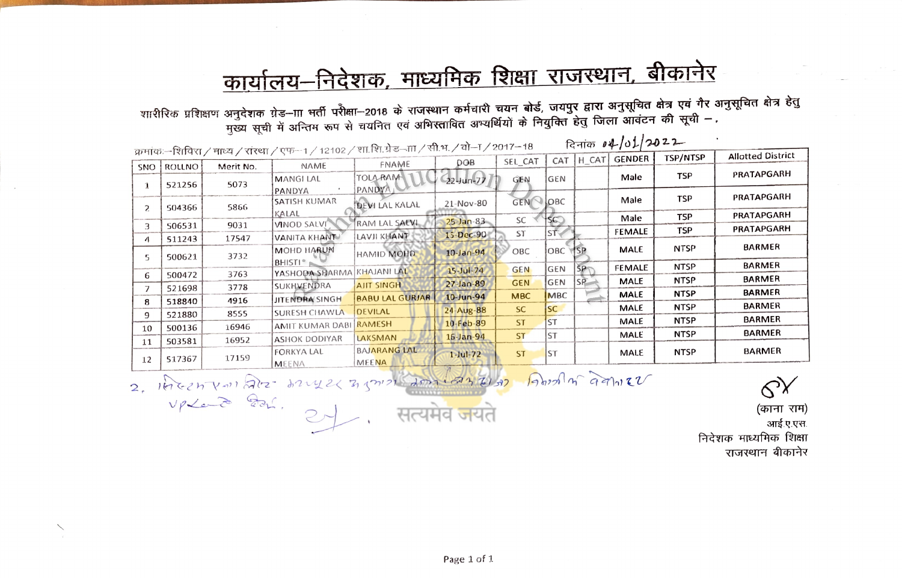# कार्यालय–निदेशक, माध्यमिक शिक्षा राजस्थान, बीकानेर

शारीरिक प्रशिक्षण अनुदेशक ग्रेड–III भर्ती परीक्षा–2018 के राजस्थान कर्मचारी चयन बोर्ड, जयपुर द्वारा अनुसूचित क्षेत्र एवं गैर अनुसूचित क्षेत्र हेतु मुख्य सूची में अन्तिम रूप से चयनित एवं अभिस्तावित अभ्यर्थियों के नियुक्ति हेतु जिला आवंटन की सूची –.

क्रमांकः–शिविरा / माध्य / संस्था / एफ–1 / 12102 / शा.शि.ग्रेड–III / सी.भ. / वो–I / 2017–18 दिनांक 04/01/2022

| SNO | ROLLNO | Merit No. | NAME | FNAME | DOB | SEL_CAT | CAT | H_CAT | GENDER | TSP/NTSP | Allotted District |
|---|---|---|---|---|---|---|---|---|---|---|---|
| 1 | 521256 | 5073 | MANGI LAL PANDYA | TOLA RAM PANDYA | 22-Jun-77 | GEN | GEN | | Male | TSP | PRATAPGARH |
| 2 | 504366 | 5866 | SATISH KUMAR KALAL | DEVI LAL KALAL | 21-Nov-80 | GEN | OBC | | Male | TSP | PRATAPGARH |
| 3 | 506531 | 9031 | VINOD SALVI | RAM LAL SALVI | 25-Jan-83 | SC | SC | | Male | TSP | PRATAPGARH |
| 4 | 511243 | 17547 | VANITA KHANT | LAVJI KHANT | 15-Dec-90 | ST | ST | | FEMALE | TSP | PRATAPGARH |
| 5 | 500621 | 3732 | MOHD HARUN BHISTI | HAMID MOHD | 10-Jan-94 | OBC | OBC | SP | MALE | NTSP | BARMER |
| 6 | 500472 | 3763 | YASHODA SHARMA | KHAJANI LAL | 15-Jul-74 | GEN | GEN | SP | FEMALE | NTSP | BARMER |
| 7 | 521698 | 3778 | SUKHVENDRA | AJIT SINGH | 27-Jan-89 | GEN | GEN | SP | MALE | NTSP | BARMER |
| 8 | 518840 | 4916 | JITENDRA SINGH | BABU LAL GURJAR | 10-Jun-94 | MBC | MBC | | MALE | NTSP | BARMER |
| 9 | 521880 | 8555 | SURESH CHAWLA | DEVILAL | 24-Aug-88 | SC | SC | | MALE | NTSP | BARMER |
| 10 | 500136 | 16946 | AMIT KUMAR DABI | RAMESH | 10-Feb-89 | ST | ST | | MALE | NTSP | BARMER |
| 11 | 503581 | 16952 | ASHOK DODIYAR | LAKSMAN | 16-Jan-94 | ST | ST | | MALE | NTSP | BARMER |
| 12 | 517367 | 17159 | FORKYA LAL MEENA | BAJARANG LAL MEENA | 1-Jul-72 | ST | ST | | MALE | NTSP | BARMER |

2. सिस्टम एनालिस्ट माध्यमिक शिक्षा को विभागीय वेबसाइट upload हेतु.

(काना राम)
आई.ए.एस.
निदेशक माध्यमिक शिक्षा
राजस्थान बीकानेर